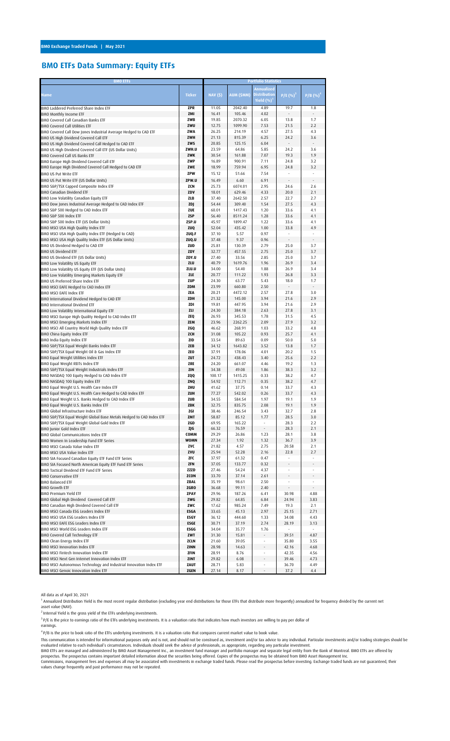BMO Exchange Traded Funds | May 2021

# BMO ETFs Data Summary: Equity ETFs

| BMO ETFs | | Portfolio Statistics | | | | |
|---|---|---|---|---|---|---|
| Name | Ticker | NAV ($) | AUM ($MM) | Annualized Distribution Yield (%)[1] | P/E (%)[3] | P/B (%)[4] |
| BMO Laddered Preferred Share Index ETF | ZPR | 11.05 | 2042.40 | 4.89 | 19.7 | 1.8 |
| BMO Monthly Income ETF | ZMI | 16.41 | 105.46 | 4.02 | - | - |
| BMO Covered Call Canadian Banks ETF | ZWB | 19.85 | 2070.32 | 6.05 | 13.8 | 1.7 |
| BMO Covered Call Utilities ETF | ZWU | 12.75 | 1099.90 | 7.53 | 21.5 | 2.2 |
| BMO Covered Call Dow Jones Industrial Average Hedged to CAD ETF | ZWA | 26.25 | 214.19 | 4.57 | 27.5 | 4.3 |
| BMO US High Dividend Covered Call ETF | ZWH | 21.13 | 815.39 | 6.25 | 24.2 | 3.6 |
| BMO US High Dividend Covered Call Hedged to CAD ETF | ZWS | 20.85 | 125.15 | 6.04 | - | - |
| BMO US High Dividend Covered Call ETF (US Dollar Units) | ZWH.U | 23.59 | 64.86 | 5.85 | 24.2 | 3.6 |
| BMO Covered Call US Banks ETF | ZWK | 30.54 | 161.88 | 7.07 | 19.3 | 1.9 |
| BMO Europe High Dividend Covered Call ETF | ZWP | 16.89 | 900.91 | 7.11 | 24.8 | 3.2 |
| BMO Europe High Dividend Covered Call Hedged to CAD ETF | ZWE | 18.99 | 759.94 | 6.95 | 24.8 | 3.2 |
| BMO US Put Write ETF | ZPW | 15.12 | 51.66 | 7.54 | - | - |
| BMO US Put Write ETF (US Dollar Units) | ZPW.U | 16.49 | 6.60 | 6.91 | - | - |
| BMO S&P/TSX Capped Composite Index ETF | ZCN | 25.73 | 6074.01 | 2.95 | 24.6 | 2.6 |
| BMO Canadian Dividend ETF | ZDV | 18.01 | 629.46 | 4.33 | 20.0 | 2.1 |
| BMO Low Volatility Canadian Equity ETF | ZLB | 37.40 | 2642.50 | 2.57 | 22.7 | 2.7 |
| BMO Dow Jones Industrial Average Hedged to CAD Index ETF | ZDJ | 54.44 | 309.40 | 1.54 | 27.5 | 4.3 |
| BMO S&P 500 Hedged to CAD Index ETF | ZUE | 60.01 | 1417.43 | 1.20 | 33.6 | 4.1 |
| BMO S&P 500 Index ETF | ZSP | 56.40 | 8511.24 | 1.28 | 33.6 | 4.1 |
| BMO S&P 500 Index ETF (US Dollar Units) | ZSP.U | 45.97 | 1899.47 | 1.22 | 33.6 | 4.1 |
| BMO MSCI USA High Quality Index ETF | ZUQ | 52.04 | 435.42 | 1.00 | 33.8 | 4.9 |
| BMO MSCI USA High Quality Index ETF (Hedged to CAD) | ZUQ.F | 37.10 | 5.57 | 0.97 | - | - |
| BMO MSCI USA High Quality Index ETF (US Dollar Units) | ZUQ.U | 37.48 | 9.37 | 0.96 | - | - |
| BMO US Dividend Hedged to CAD ETF | ZUD | 25.81 | 130.39 | 2.79 | 25.0 | 3.7 |
| BMO US Dividend ETF | ZDY | 32.77 | 457.55 | 2.75 | 25.0 | 3.7 |
| BMO US Dividend ETF (US Dollar Units) | ZDY.U | 27.40 | 33.56 | 2.85 | 25.0 | 3.7 |
| BMO Low Volatility US Equity ETF | ZLU | 40.79 | 1619.76 | 1.96 | 26.9 | 3.4 |
| BMO Low Volatility US Equity ETF (US Dollar Units) | ZLU.U | 34.00 | 54.40 | 1.88 | 26.9 | 3.4 |
| BMO Low Volatility Emerging Markets Equity ETF | ZLE | 20.77 | 111.22 | 1.93 | 26.8 | 3.3 |
| BMO US Preferred Share Index ETF | ZUP | 24.30 | 63.77 | 5.43 | 18.0 | 1.7 |
| BMO MSCI EAFE Hedged to CAD Index ETF | ZDM | 23.99 | 660.80 | 2.50 | - | - |
| BMO MSCI EAFE Index ETF | ZEA | 20.21 | 4472.12 | 2.57 | 27.8 | 3.0 |
| BMO International Dividend Hedged to CAD ETF | ZDH | 21.32 | 145.00 | 3.94 | 21.6 | 2.9 |
| BMO International Dividend ETF | ZDI | 19.81 | 447.95 | 3.94 | 21.6 | 2.9 |
| BMO Low Volatility International Equity ETF | ZLI | 24.30 | 384.18 | 2.63 | 27.8 | 3.1 |
| BMO MSCI Europe High Quality Hedged to CAD Index ETF | ZEQ | 26.93 | 345.53 | 1.78 | 31.5 | 4.5 |
| BMO MSCI Emerging Markets Index ETF | ZEM | 23.96 | 2262.25 | 2.09 | 27.9 | 3.2 |
| BMO MSCI All Country World High Quality Index ETF | ZGQ | 46.62 | 268.91 | 1.03 | 33.2 | 4.8 |
| BMO China Equity Index ETF | ZCH | 31.08 | 105.22 | 0.93 | 25.7 | 4.1 |
| BMO India Equity Index ETF | ZID | 33.54 | 89.63 | 0.09 | 50.0 | 5.0 |
| BMO S&P/TSX Equal Weight Banks Index ETF | ZEB | 34.12 | 1643.82 | 3.52 | 13.8 | 1.7 |
| BMO S&P/TSX Equal Weight Oil & Gas Index ETF | ZEO | 37.91 | 178.06 | 4.01 | 20.2 | 1.5 |
| BMO Equal Weight Utilities Index ETF | ZUT | 24.72 | 438.43 | 3.40 | 25.6 | 2.2 |
| BMO Equal Weight REITs Index ETF | ZRE | 24.20 | 661.07 | 4.46 | 19.2 | 1.3 |
| BMO S&P/TSX Equal Weight Industrials Index ETF | ZIN | 34.38 | 49.08 | 1.86 | 38.3 | 3.2 |
| BMO NASDAQ 100 Equity Hedged to CAD Index ETF | ZQQ | 100.17 | 1415.25 | 0.33 | 38.2 | 4.7 |
| BMO NASDAQ 100 Equity Index ETF | ZNQ | 54.92 | 112.71 | 0.35 | 38.2 | 4.7 |
| BMO Equal Weight U.S. Health Care Index ETF | ZHU | 41.62 | 37.75 | 0.14 | 33.7 | 4.3 |
| BMO Equal Weight U.S. Health Care Hedged to CAD Index ETF | ZUH | 77.27 | 542.02 | 0.26 | 33.7 | 4.3 |
| BMO Equal Weight U.S. Banks Hedged to CAD Index ETF | ZUB | 34.55 | 584.54 | 1.97 | 19.1 | 1.9 |
| BMO Equal Weight U.S. Banks Index ETF | ZBK | 32.75 | 835.75 | 2.08 | 19.1 | 1.9 |
| BMO Global Infrastructure Index ETF | ZGI | 38.46 | 246.54 | 3.43 | 32.7 | 2.8 |
| BMO S&P/TSX Equal Weight Global Base Metals Hedged to CAD Index ETF | ZMT | 58.87 | 85.12 | 1.77 | 28.5 | 3.0 |
| BMO S&P/TSX Equal Weight Global Gold Index ETF | ZGD | 69.95 | 165.22 | - | 28.3 | 2.2 |
| BMO Junior Gold Index ETF | ZJG | 66.32 | 76.59 | - | 28.3 | 2.1 |
| BMO Global Communications Index ETF | COMM | 29.29 | 26.86 | 1.23 | 28.1 | 3.8 |
| BMO Women In Leadership Fund ETF Series | WOMN | 27.34 | 1.92 | 1.32 | 36.7 | 3.9 |
| BMO MSCI Canada Value Index ETF | ZVC | 21.82 | 4.57 | 2.75 | 20.58 | 2.1 |
| BMO MSCI USA Value Index ETF | ZVU | 25.94 | 52.28 | 2.16 | 22.8 | 2.7 |
| BMO SIA Focused Canadian Equity ETF Fund ETF Series | ZFC | 37.97 | 61.32 | 0.47 | - | - |
| BMO SIA Focused North American Equity ETF Fund ETF Series | ZFN | 37.05 | 133.77 | 0.32 | - | - |
| BMO Tactical Dividend ETF Fund ETF Series | ZZZD | 27.46 | 54.24 | 4.37 | - | - |
| BMO Conservative ETF | ZCON | 33.70 | 37.14 | 2.61 | - | - |
| BMO Balanced ETF | ZBAL | 35.19 | 98.61 | 2.50 | - | - |
| BMO Growth ETF | ZGRO | 36.68 | 99.11 | 2.40 | - | - |
| BMO Premium Yield ETF | ZPAY | 29.96 | 187.26 | 6.41 | 30.98 | 4.88 |
| BMO Global High Dividend Covered Call ETF | ZWG | 29.82 | 64.85 | 6.84 | 24.94 | 3.83 |
| BMO Canadian High Dividend Covered Call ETF | ZWC | 17.62 | 985.24 | 7.49 | 19.3 | 2.1 |
| BMO MSCI Canada ESG Leaders Index ETF | ESGA | 33.65 | 45.13 | 2.97 | 25.15 | 2.71 |
| BMO MSCI USA ESG Leaders Index ETF | ESGY | 36.12 | 444.60 | 1.33 | 34.08 | 4.43 |
| BMO MSCI EAFE ESG Leaders Index ETF | ESGE | 30.71 | 37.19 | 2.74 | 28.19 | 3.13 |
| BMO MSCI World ESG Leaders Index ETF | ESGG | 34.04 | 35.77 | 1.76 | - | - |
| BMO Covered Call Technology ETF | ZWT | 31.30 | 15.81 | - | 39.51 | 4.87 |
| BMO Clean Energy Index ETF | ZCLN | 21.60 | 39.05 | - | 35.80 | 3.55 |
| BMO MSCI Innovation Index ETF | ZINN | 28.98 | 14.63 | - | 42.16 | 4.68 |
| BMO MSCI Fintech Innovation Index ETF | ZFIN | 28.91 | 8.76 | - | 42.35 | 4.56 |
| BMO MSCI Next Gen Internet Innovation Index ETF | ZINT | 29.82 | 6.08 | - | 39.46 | 4.73 |
| BMO MSCI Autonomous Technology and Industrial Innovation Index ETF | ZAUT | 28.71 | 5.83 | - | 36.70 | 4.49 |
| BMO MSCI Genoic Innovation Index ETF | ZGEN | 27.14 | 8.17 | - | 37.2 | 4.4 |

All data as of April 30, 2021

[1] Annualized Distribution Yield is the most recent regular distribution (excluding year end distributions for those ETFs that distribute more frequently) annualized for frequency divided by the current net asset value (NAV).

[2] Internal Yield is the gross yield of the ETFs underlying investments.

[3] P/E is the price to earnings ratio of the ETFs underlying investments. It is a valuation ratio that indicates how much investors are willing to pay per dollar of earnings.

[4] P/B is the price to book ratio of the ETFs underlying investments. It is a valuation ratio that compares current market value to book value.

This communication is intended for informational purposes only and is not, and should not be construed as, investment and/or tax advice to any individual. Particular investments and/or trading strategies should be evaluated relative to each individual's circumstances. Individuals should seek the advice of professionals, as appropriate, regarding any particular investment.

BMO ETFs are managed and administered by BMO Asset Management Inc., an investment fund manager and portfolio manager and separate legal entity from the Bank of Montreal. BMO ETFs are offered by prospectus. The prospectus contains important detailed information about the securities being offered. Copies of the prospectus may be obtained from BMO Asset Management Inc.

Commissions, management fees and expenses all may be associated with investments in exchange traded funds. Please read the prospectus before investing. Exchange traded funds are not guaranteed, their values change frequently and past performance may not be repeated.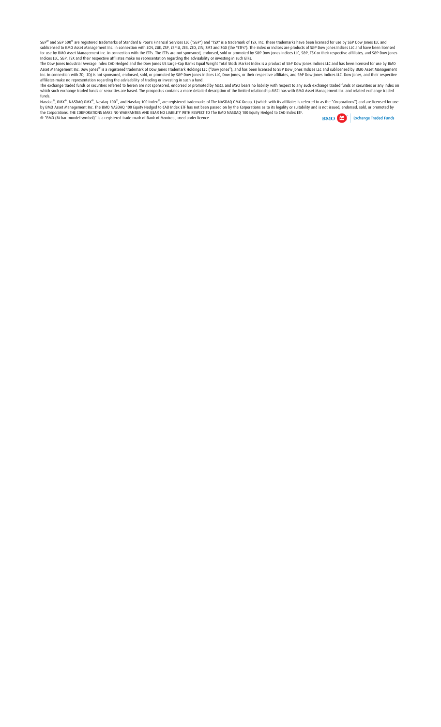S&P® and S&P 500® are registered trademarks of Standard & Poor's Financial Services LLC ("S&P") and "TSX" is a trademark of TSX, Inc. These trademarks have been licensed for use by S&P Dow Jones LLC and sublicensed to BMO Asset Management Inc. in connection with ZCN, ZUE, ZSP, ZSP.U, ZEB, ZEO, ZIN, ZMT and ZGD (the "ETFs"). The index or indices are products of S&P Dow Jones Indices LLC and have been licensed for use by BMO Asset Management Inc. in connection with the ETFs. The ETFs are not sponsored, endorsed, sold or promoted by S&P Dow Jones Indices LLC, S&P, TSX or their respective affiliates, and S&P Dow Jones Indices LLC, S&P, TSX and their respective affiliates make no representation regarding the advisability or investing in such ETFs.

The Dow Jones Industrial Average Index CAD Hedged and the Dow Jones US Large-Cap Banks Equal Weight Total Stock Market Index is a product of S&P Dow Jones Indices LLC and has been licensed for use by BMO Asset Management Inc. Dow Jones® is a registered trademark of Dow Jones Trademark Holdings LLC ("Dow Jones"), and has been licensed to S&P Dow Jones Indices LLC and sublicensed by BMO Asset Management Inc. in connection with ZDJ. ZDJ is not sponsored, endorsed, sold, or promoted by S&P Dow Jones Indices LLC, Dow Jones, or their respective affiliates, and S&P Dow Jones Indices LLC, Dow Jones, and their respective affiliates make no representation regarding the advisability of trading or investing in such a fund.

The exchange traded funds or securities referred to herein are not sponsored, endorsed or promoted by MSCI, and MSCI bears no liability with respect to any such exchange traded funds or securities or any index on which such exchange traded funds or securities are based. The prospectus contains a more detailed description of the limited relationship MSCI has with BMO Asset Management Inc. and related exchange traded funds.

Nasdaq®, OMX®, NASDAQ OMX®, Nasdaq-100®, and Nasdaq-100 Index®, are registered trademarks of The NASDAQ OMX Group, I (which with its affiliates is referred to as the "Corporations") and are licensed for use by BMO Asset Management Inc. The BMO NASDAQ 100 Equity Hedged to CAD Index ETF has not been passed on by the Corporations as to its legality or suitability and is not issued, endorsed, sold, or promoted by the Corporations. THE CORPORATIONS MAKE NO WARRANTIES AND BEAR NO LIABILITY WITH RESPECT TO The BMO NASDAQ 100 Equity Hedged to CAD Index ETF.

® "BMO (M-bar roundel symbol)" is a registered trade-mark of Bank of Montreal, used under licence.

BMO | Exchange Traded Funds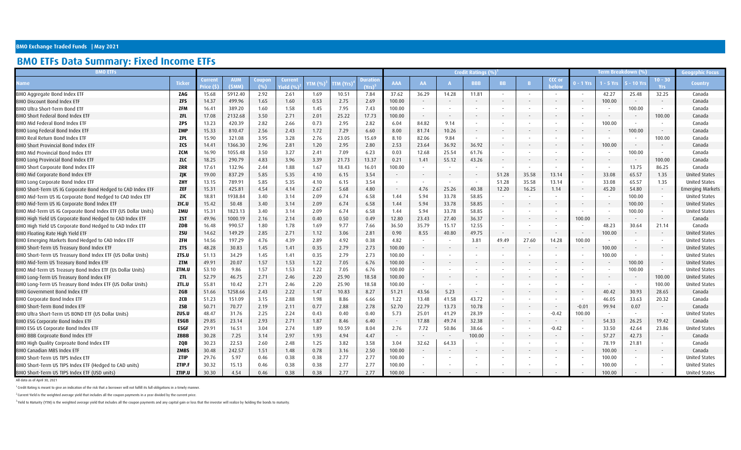**BMO Exchange Traded Funds | May 2021**

## BMO ETFs Data Summary: Fixed Income ETFs

| BMO ETFs | | | | | | | | | Credit Ratings (%)[1] | | | | | | | Term Breakdown (%) | | | | Geogrphic Focus |
|---|---|---|---|---|---|---|---|---|---|---|---|---|---|---|---|---|---|---|---|---|
| Name | Ticker | Current Price ($) | AUM ($MM) | Coupon (%) | Current Yield (%)[2] | YTM (%)[3] | TTM (Yrs)[4] | Duration (Yrs)[5] | AAA | AA | A | BBB | BB | B | CCC or below | 0 - 1 Yrs | 1 - 5 Yrs | 5 - 10 Yrs | 10 - 30 Yrs | Country |
| BMO Aggregate Bond Index ETF | ZAG | 15.68 | 5912.40 | 2.92 | 2.61 | 1.69 | 10.51 | 7.84 | 37.62 | 36.29 | 14.28 | 11.81 | - | - | - | - | 42.27 | 25.48 | 32.25 | Canada |
| BMO Discount Bond Index ETF | ZDB | 14.37 | 499.96 | 1.65 | 1.60 | 0.53 | 2.75 | 2.69 | 100.00 | - | - | - | - | - | - | - | 100.00 | - | - | Canada |
| BMO Ultra Short-Term Bond ETF | ZFM | 16.41 | 389.20 | 1.60 | 1.58 | 1.45 | 7.95 | 7.43 | 100.00 | - | - | - | - | - | - | - | - | 100.00 | - | Canada |
| BMO Short Federal Bond Index ETF | ZFL | 17.08 | 2132.68 | 3.50 | 2.71 | 2.01 | 25.22 | 17.73 | 100.00 | - | - | - | - | - | - | - | - | - | 100.00 | Canada |
| BMO Mid Federal Bond Index ETF | ZPS | 13.23 | 420.39 | 2.82 | 2.66 | 0.73 | 2.95 | 2.82 | 6.04 | 84.82 | 9.14 | - | - | - | - | - | 100.00 | - | - | Canada |
| BMO Long Federal Bond Index ETF | ZMP | 15.33 | 810.47 | 2.56 | 2.43 | 1.72 | 7.29 | 6.60 | 8.00 | 81.74 | 10.26 | - | - | - | - | - | - | 100.00 | - | Canada |
| BMO Real Return Bond Index ETF | ZPL | 15.90 | 321.08 | 3.95 | 3.28 | 2.76 | 23.05 | 15.69 | 8.10 | 82.06 | 9.84 | - | - | - | - | - | - | - | 100.00 | Canada |
| BMO Short Provincial Bond Index ETF | ZCS | 14.41 | 1366.30 | 2.96 | 2.81 | 1.20 | 2.95 | 2.80 | 2.53 | 23.64 | 36.92 | 36.92 | - | - | - | - | 100.00 | - | - | Canada |
| BMO Mid Provincial Bond Index ETF | ZCM | 16.90 | 1055.48 | 3.50 | 3.27 | 2.41 | 7.09 | 6.23 | 0.03 | 12.68 | 25.54 | 61.76 | - | - | - | - | - | 100.00 | - | Canada |
| BMO Long Provincial Bond Index ETF | ZLC | 18.25 | 290.79 | 4.83 | 3.96 | 3.39 | 21.73 | 13.37 | 0.21 | 1.41 | 55.12 | 43.26 | - | - | - | - | - | - | 100.00 | Canada |
| BMO Short Corporate Bond Index ETF | ZRR | 17.61 | 132.96 | 2.44 | 1.88 | 1.67 | 18.43 | 16.01 | 100.00 | - | - | - | - | - | - | - | - | 13.75 | 86.25 | Canada |
| BMO Mid Corporate Bond Index ETF | ZJK | 19.00 | 837.29 | 5.85 | 5.35 | 4.10 | 6.15 | 3.54 | - | - | - | - | 51.28 | 35.58 | 13.14 | - | 33.08 | 65.57 | 1.35 | United States |
| BMO Long Corporate Bond Index ETF | ZHY | 13.15 | 789.91 | 5.85 | 5.35 | 4.10 | 6.15 | 3.54 | - | - | - | - | 51.28 | 35.58 | 13.14 | - | 33.08 | 65.57 | 1.35 | United States |
| BMO Short-Term US IG Corporate Bond Hedged to CAD Index ETF | ZEF | 15.31 | 425.81 | 4.54 | 4.14 | 2.67 | 5.68 | 4.80 | - | 4.76 | 25.26 | 40.38 | 12.20 | 16.25 | 1.14 | - | 45.20 | 54.80 | - | Emerging Markets |
| BMO Mid-Term US IG Corporate Bond Hedged to CAD Index ETF | ZIC | 18.81 | 1938.84 | 3.40 | 3.14 | 2.09 | 6.74 | 6.58 | 1.44 | 5.94 | 33.78 | 58.85 | - | - | - | - | - | 100.00 | - | United States |
| BMO Mid-Term US IG Corporate Bond Index ETF | ZIC.U | 15.42 | 50.48 | 3.40 | 3.14 | 2.09 | 6.74 | 6.58 | 1.44 | 5.94 | 33.78 | 58.85 | - | - | - | - | - | 100.00 | - | United States |
| BMO Mid-Term US IG Corporate Bond Index ETF (US Dollar Units) | ZMU | 15.31 | 1823.13 | 3.40 | 3.14 | 2.09 | 6.74 | 6.58 | 1.44 | 5.94 | 33.78 | 58.85 | - | - | - | - | - | 100.00 | - | United States |
| BMO High Yield US Corporate Bond Hedged to CAD Index ETF | ZST | 49.96 | 1000.19 | 2.16 | 2.14 | 0.40 | 0.50 | 0.49 | 12.80 | 23.43 | 27.40 | 36.37 | - | - | - | 100.00 | - | - | - | Canada |
| BMO High Yield US Corporate Bond Hedged to CAD Index ETF | ZDB | 16.48 | 990.57 | 1.80 | 1.78 | 1.69 | 9.77 | 7.66 | 36.50 | 35.79 | 15.17 | 12.55 | - | - | - | - | 48.23 | 30.64 | 21.14 | Canada |
| BMO Floating Rate High Yield ETF | ZSU | 14.62 | 149.29 | 2.85 | 2.71 | 1.12 | 3.06 | 2.81 | 0.90 | 8.55 | 40.80 | 49.75 | - | - | - | - | 100.00 | - | - | United States |
| BMO Emerging Markets Bond Hedged to CAD Index ETF | ZFH | 14.56 | 197.29 | 4.76 | 4.39 | 2.89 | 4.92 | 0.38 | 4.82 | - | - | 3.81 | 49.49 | 27.60 | 14.28 | 100.00 | - | - | - | United States |
| BMO Short-Term US Treasury Bond Index ETF | ZTS | 48.28 | 30.83 | 1.45 | 1.41 | 0.35 | 2.79 | 2.73 | 100.00 | - | - | - | - | - | - | - | 100.00 | - | - | United States |
| BMO Short-Term US Treasury Bond Index ETF (US Dollar Units) | ZTS.U | 51.13 | 34.29 | 1.45 | 1.41 | 0.35 | 2.79 | 2.73 | 100.00 | - | - | - | - | - | - | - | 100.00 | - | - | United States |
| BMO Mid-Term US Treasury Bond Index ETF | ZTM | 49.91 | 20.07 | 1.57 | 1.53 | 1.22 | 7.05 | 6.76 | 100.00 | - | - | - | - | - | - | - | - | 100.00 | - | United States |
| BMO Mid-Term US Treasury Bond Index ETF (Us Dollar Units) | ZTM.U | 53.10 | 9.86 | 1.57 | 1.53 | 1.22 | 7.05 | 6.76 | 100.00 | - | - | - | - | - | - | - | - | 100.00 | - | United States |
| BMO Long-Term US Treasury Bond Index ETF | ZTL | 52.79 | 46.75 | 2.71 | 2.46 | 2.20 | 25.90 | 18.58 | 100.00 | - | - | - | - | - | - | - | - | - | 100.00 | United States |
| BMO Long-Term US Treasury Bond Index ETF (US Dollar Units) | ZTL.U | 55.81 | 10.42 | 2.71 | 2.46 | 2.20 | 25.90 | 18.58 | 100.00 | - | - | - | - | - | - | - | - | - | 100.00 | United States |
| BMO Government Bond Index ETF | ZGB | 51.66 | 1258.66 | 2.43 | 2.22 | 1.47 | 10.83 | 8.27 | 51.21 | 43.56 | 5.23 | - | - | - | - | - | 40.42 | 30.93 | 28.65 | Canada |
| BMO Corporate Bond Index ETF | ZCB | 51.23 | 151.09 | 3.15 | 2.88 | 1.98 | 8.86 | 6.66 | 1.22 | 13.48 | 41.58 | 43.72 | - | - | - | - | 46.05 | 33.63 | 20.32 | Canada |
| BMO Short-Term Bond Index ETF | ZSB | 50.71 | 70.77 | 2.19 | 2.11 | 0.77 | 2.88 | 2.78 | 52.70 | 22.79 | 13.73 | 10.78 | - | - | - | -0.01 | 99.94 | 0.07 | - | Canada |
| BMO Ultra Short-Term US BOND ETF (US Dollar Units) | ZUS.U | 48.47 | 31.76 | 2.25 | 2.24 | 0.43 | 0.40 | 0.40 | 5.73 | 25.01 | 41.29 | 28.39 | - | - | -0.42 | 100.00 | - | - | - | United States |
| BMO ESG Corporate Bond Index ETF | ESGB | 29.85 | 23.14 | 2.93 | 2.71 | 1.87 | 8.46 | 6.40 | - | 17.88 | 49.74 | 32.38 | - | - | - | - | 54.33 | 26.25 | 19.42 | Canada |
| BMO ESG US Corporate Bond Index ETF | ESGF | 29.91 | 16.51 | 3.04 | 2.74 | 1.89 | 10.59 | 8.04 | 2.76 | 7.72 | 50.86 | 38.66 | - | - | -0.42 | - | 33.50 | 42.64 | 23.86 | United States |
| BMO BBB Corporate Bond Index ETF | ZBBB | 30.28 | 7.25 | 3.14 | 2.97 | 1.93 | 4.94 | 4.47 | - | - | - | 100.00 | - | - | - | - | 57.27 | 42.73 | - | Canada |
| BMO High Quality Corproate Bond Index ETF | ZQB | 30.23 | 22.53 | 2.60 | 2.48 | 1.25 | 3.82 | 3.58 | 3.04 | 32.62 | 64.33 | - | - | - | - | - | 78.19 | 21.81 | - | Canada |
| BMO Canadian MBS Index ETF | ZMBS | 30.48 | 242.57 | 1.51 | 1.48 | 0.78 | 3.16 | 2.50 | 100.00 | - | - | - | - | - | - | - | 100.00 | - | - | Canada |
| BMO Short-Term US TIPS Index ETF | ZTIP | 29.76 | 5.97 | 0.46 | 0.38 | 0.38 | 2.77 | 2.77 | 100.00 | - | - | - | - | - | - | - | 100.00 | - | - | United States |
| BMO Short-Term US TIPS Index ETF (Hedged to CAD units) | ZTIP.F | 30.32 | 15.13 | 0.46 | 0.38 | 0.38 | 2.77 | 2.77 | 100.00 | - | - | - | - | - | - | - | 100.00 | - | - | United States |
| BMO Short-Term US TIPS Index ETF (USD units) | ZTIP.U | 30.30 | 4.54 | 0.46 | 0.38 | 0.38 | 2.77 | 2.77 | 100.00 | - | - | - | - | - | - | - | 100.00 | - | - | United States |

All data as of April 30, 2021

[1] Credit Rating is meant to give an indication of the risk that a borrower will not fulfill its full obligations in a timely manner.

[2] Current Yield is the weighted average yield that includes all the coupon payments in a year divided by the current price.

[3] Yield to Maturity (YTM) is the weighted average yield that includes all the coupon payments and any capital gain or loss that the investor will realize by holding the bonds to maturity.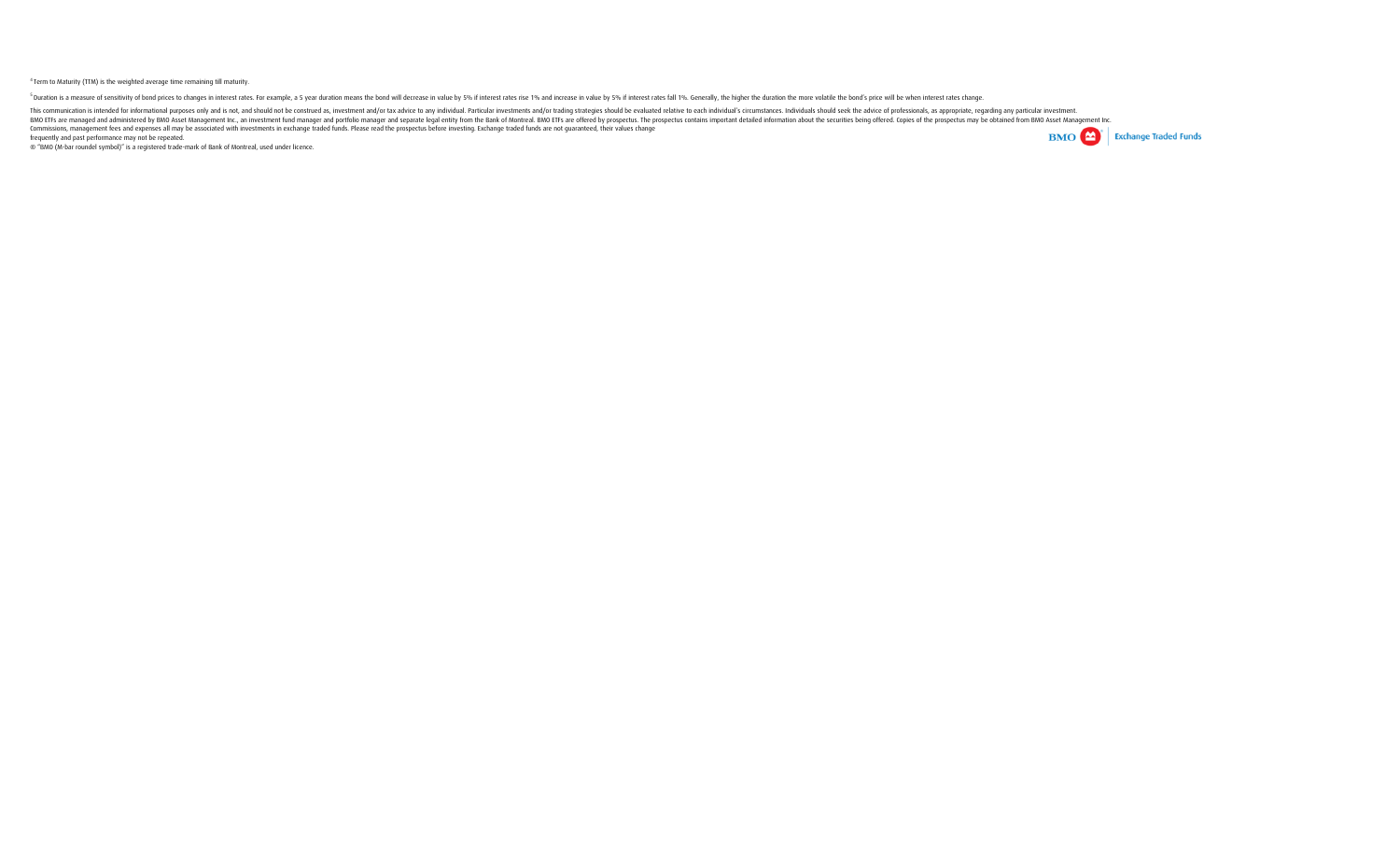[4] Term to Maturity (TTM) is the weighted average time remaining till maturity.

[5] Duration is a measure of sensitivity of bond prices to changes in interest rates. For example, a 5 year duration means the bond will decrease in value by 5% if interest rates rise 1% and increase in value by 5% if interest rates fall 1%. Generally, the higher the duration the more volatile the bond's price will be when interest rates change.

This communication is intended for informational purposes only and is not, and should not be construed as, investment and/or tax advice to any individual. Particular investments and/or trading strategies should be evaluated relative to each individual's circumstances. Individuals should seek the advice of professionals, as appropriate, regarding any particular investment.
BMO ETFs are managed and administered by BMO Asset Management Inc., an investment fund manager and portfolio manager and separate legal entity from the Bank of Montreal. BMO ETFs are offered by prospectus. The prospectus contains important detailed information about the securities being offered. Copies of the prospectus may be obtained from BMO Asset Management Inc.
Commissions, management fees and expenses all may be associated with investments in exchange traded funds. Please read the prospectus before investing. Exchange traded funds are not guaranteed, their values change frequently and past performance may not be repeated.
® "BMO (M-bar roundel symbol)" is a registered trade-mark of Bank of Montreal, used under licence.

BMO | Exchange Traded Funds